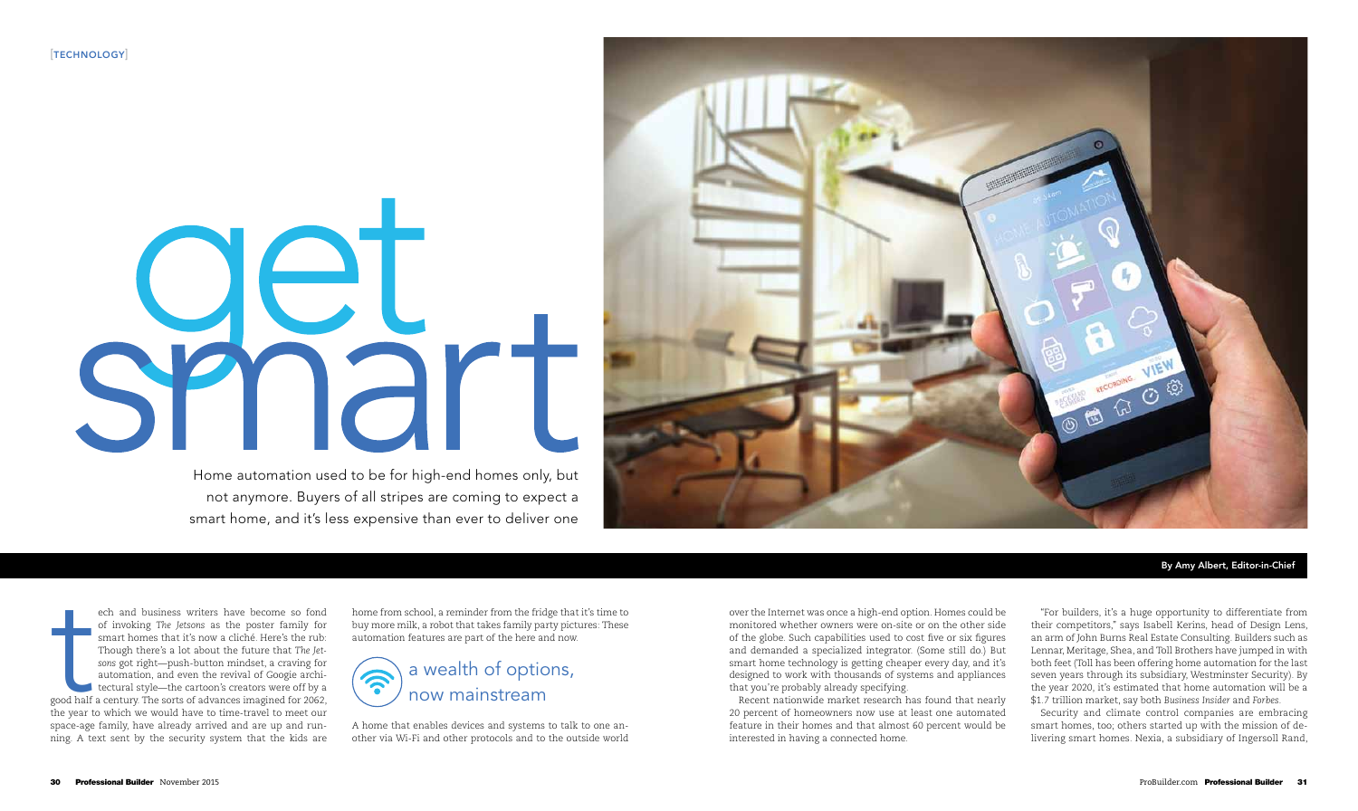[TECHNOLOGY]

# get smart

Home automation used to be for high-end homes only, but not anymore. Buyers of all stripes are coming to expect a smart home, and it's less expensive than ever to deliver one

By Amy Albert, Editor-in-Chief

Tech and business writers have become so fond of invoking *The Jetsons* as the poster family for smart homes that it's now a cliché. Here's the rub: Though there's a lot about the future that *The Jetsons* got right—push-button mindset, a craving for automation, and even the revival of Googie architectural style—the cartoon's creators were off by a good half a century. The sorts of advances imagined for 2062, the year to which we would have to time-travel to meet our space-age family, have already arrived and are up and running. A text sent by the security system that the kids are home from school, a reminder from the fridge that it's time to buy more milk, a robot that takes family party pictures: These automation features are part of the here and now.

## a wealth of options, now mainstream

A home that enables devices and systems to talk to one another via Wi-Fi and other protocols and to the outside world over the Internet was once a high-end option. Homes could be monitored whether owners were on-site or on the other side of the globe. Such capabilities used to cost five or six figures and demanded a specialized integrator. (Some still do.) But smart home technology is getting cheaper every day, and it's designed to work with thousands of systems and appliances that you're probably already specifying.

Recent nationwide market research has found that nearly 20 percent of homeowners now use at least one automated feature in their homes and that almost 60 percent would be interested in having a connected home.

"For builders, it's a huge opportunity to differentiate from their competitors," says Isabell Kerins, head of Design Lens, an arm of John Burns Real Estate Consulting. Builders such as Lennar, Meritage, Shea, and Toll Brothers have jumped in with both feet (Toll has been offering home automation for the last seven years through its subsidiary, Westminster Security). By the year 2020, it's estimated that home automation will be a $1.7 trillion market, say both *Business Insider* and *Forbes*.

Security and climate control companies are embracing smart homes, too; others started up with the mission of delivering smart homes. Nexia, a subsidiary of Ingersoll Rand,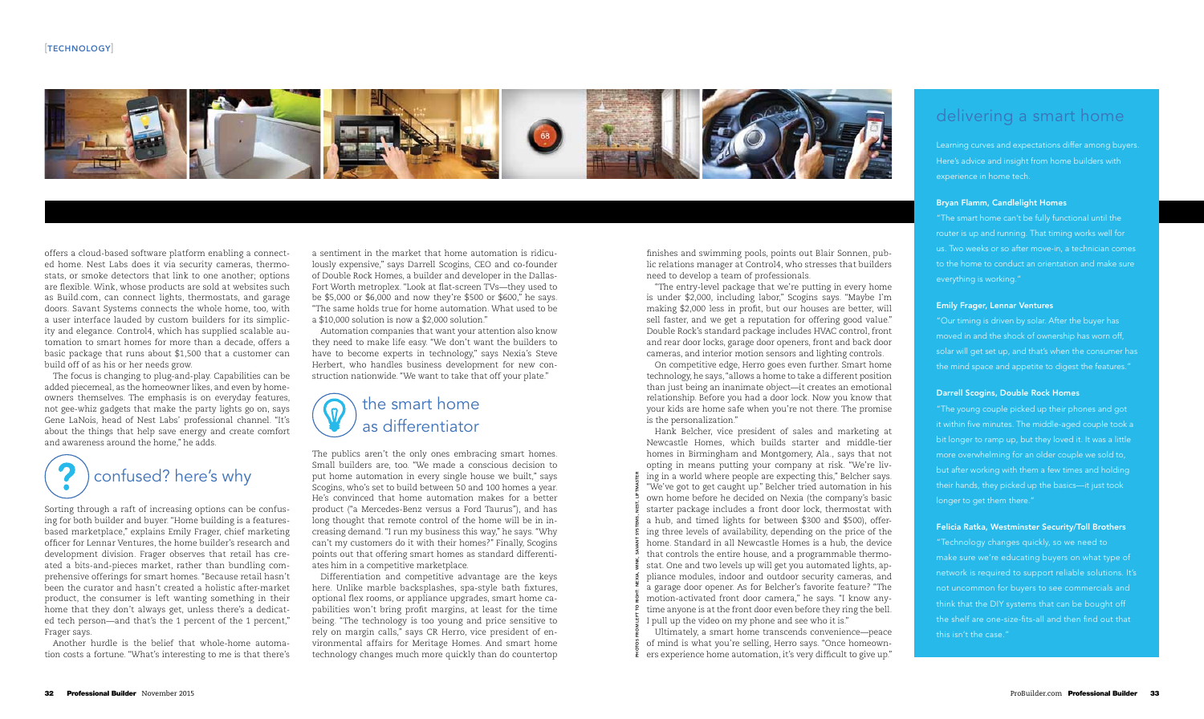offers a cloud-based software platform enabling a connected home. Nest Labs does it via security cameras, thermostats, or smoke detectors that link to one another; options are flexible. Wink, whose products are sold at websites such as Build.com, can connect lights, thermostats, and garage doors. Savant Systems connects the whole home, too, with a user interface lauded by custom builders for its simplicity and elegance. Control4, which has supplied scalable automation to smart homes for more than a decade, offers a basic package that runs about $1,500 that a customer can build off of as his or her needs grow.

The focus is changing to plug-and-play. Capabilities can be added piecemeal, as the homeowner likes, and even by homeowners themselves. The emphasis is on everyday features, not gee-whiz gadgets that make the party lights go on, says Gene LaNois, head of Nest Labs' professional channel. "It's about the things that help save energy and create comfort and awareness around the home," he adds.

## confused? here's why

Sorting through a raft of increasing options can be confusing for both builder and buyer. "Home building is a features-based marketplace," explains Emily Frager, chief marketing officer for Lennar Ventures, the home builder's research and development division. Frager observes that retail has created a bits-and-pieces market, rather than bundling comprehensive offerings for smart homes. "Because retail hasn't been the curator and hasn't created a holistic after-market product, the consumer is left wanting something in their home that they don't always get, unless there's a dedicated tech person—and that's the 1 percent of the 1 percent," Frager says.

Another hurdle is the belief that whole-home automation costs a fortune. "What's interesting to me is that there's a sentiment in the market that home automation is ridiculously expensive," says Darrell Scogins, CEO and co-founder of Double Rock Homes, a builder and developer in the Dallas-Fort Worth metroplex. "Look at flat-screen TVs—they used to be $5,000 or $6,000 and now they're $500 or $600," he says. "The same holds true for home automation. What used to be a $10,000 solution is now a $2,000 solution."

Automation companies that want your attention also know they need to make life easy. "We don't want the builders to have to become experts in technology," says Nexia's Steve Herbert, who handles business development for new construction nationwide. "We want to take that off your plate."

## the smart home as differentiator

The publics aren't the only ones embracing smart homes. Small builders are, too. "We made a conscious decision to put home automation in every single house we built," says Scogins, who's set to build between 50 and 100 homes a year. He's convinced that home automation makes for a better product ("a Mercedes-Benz versus a Ford Taurus"), and has long thought that remote control of the home will be in increasing demand. "I run my business this way," he says. "Why can't my customers do it with their homes?" Finally, Scogins points out that offering smart homes as standard differentiates him in a competitive marketplace.

Differentiation and competitive advantage are the keys here. Unlike marble backsplashes, spa-style bath fixtures, optional flex rooms, or appliance upgrades, smart home capabilities won't bring profit margins, at least for the time being. "The technology is too young and price sensitive to rely on margin calls," says CR Herro, vice president of environmental affairs for Meritage Homes. And smart home technology changes much more quickly than do countertop finishes and swimming pools, points out Blair Sonnen, public relations manager at Control4, who stresses that builders need to develop a team of professionals.

"The entry-level package that we're putting in every home is under $2,000, including labor," Scogins says. "Maybe I'm making $2,000 less in profit, but our houses are better, will sell faster, and we get a reputation for offering good value." Double Rock's standard package includes HVAC control, front and rear door locks, garage door openers, front and back door cameras, and interior motion sensors and lighting controls.

On competitive edge, Herro goes even further. Smart home technology, he says, "allows a home to take a different position than just being an inanimate object—it creates an emotional relationship. Before you had a door lock. Now you know that your kids are home safe when you're not there. The promise is the personalization."

Hank Belcher, vice president of sales and marketing at Newcastle Homes, which builds starter and middle-tier homes in Birmingham and Montgomery, Ala., says that not opting in means putting your company at risk. "We're living in a world where people are expecting this," Belcher says. "We've got to get caught up." Belcher tried automation in his own home before he decided on Nexia (the company's basic starter package includes a front door lock, thermostat with a hub, and timed lights for between $300 and $500), offering three levels of availability, depending on the price of the home. Standard in all Newcastle Homes is a hub, the device that controls the entire house, and a programmable thermostat. One and two levels up will get you automated lights, appliance modules, indoor and outdoor security cameras, and a garage door opener. As for Belcher's favorite feature? "The motion-activated front door camera," he says. "I know anytime anyone is at the front door even before they ring the bell. I pull up the video on my phone and see who it is."

Ultimately, a smart home transcends convenience—peace of mind is what you're selling, Herro says. "Once homeowners experience home automation, it's very difficult to give up."

PHOTOS FROM LEFT TO RIGHT: NEXIA, WINK, SAVANT SYSTEMS, NEST, LIFTMASTER

## delivering a smart home

Learning curves and expectations differ among buyers. Here's advice and insight from home builders with experience in home tech.

**Bryan Flamm, Candlelight Homes**

"The smart home can't be fully functional until the router is up and running. That timing works well for us. Two weeks or so after move-in, a technician comes to the home to conduct an orientation and make sure everything is working."

**Emily Frager, Lennar Ventures**

"Our timing is driven by solar. After the buyer has moved in and the shock of ownership has worn off, solar will get set up, and that's when the consumer has the mind space and appetite to digest the features."

**Darrell Scogins, Double Rock Homes**

"The young couple picked up their phones and got it within five minutes. The middle-aged couple took a bit longer to ramp up, but they loved it. It was a little more overwhelming for an older couple we sold to, but after working with them a few times and holding their hands, they picked up the basics—it just took longer to get them there."

**Felicia Ratka, Westminster Security/Toll Brothers**

"Technology changes quickly, so we need to make sure we're educating buyers on what type of network is required to support reliable solutions. It's not uncommon for buyers to see commercials and think that the DIY systems that can be bought off the shelf are one-size-fits-all and then find out that this isn't the case."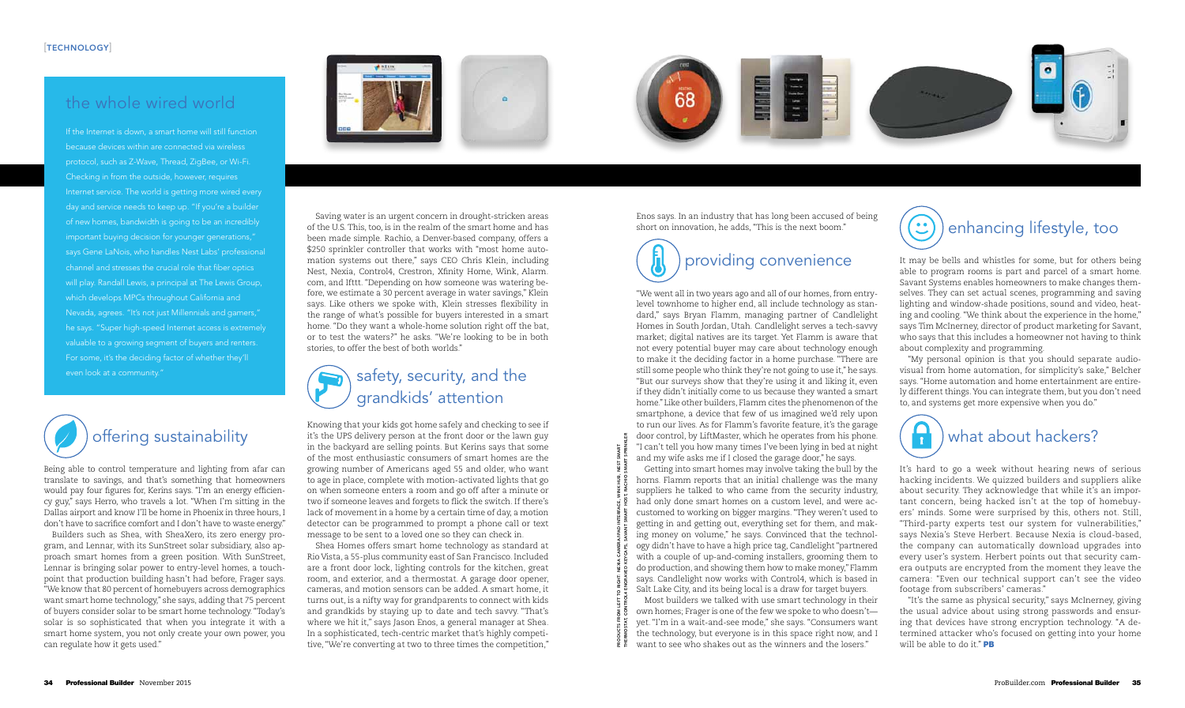[TECHNOLOGY]

## the whole wired world

If the Internet is down, a smart home will still function because devices within are connected via wireless protocol, such as Z-Wave, Thread, ZigBee, or Wi-Fi. Checking in from the outside, however, requires Internet service. The world is getting more wired every day and service needs to keep up. "If you're a builder of new homes, bandwidth is going to be an incredibly important buying decision for younger generations," says Gene LaNois, who handles Nest Labs' professional channel and stresses the crucial role that fiber optics will play. Randall Lewis, a principal at The Lewis Group, which develops MPCs throughout California and Nevada, agrees. "It's not just Millennials and gamers," he says. "Super high-speed Internet access is extremely valuable to a growing segment of buyers and renters. For some, it's the deciding factor of whether they'll even look at a community."

## offering sustainability

Being able to control temperature and lighting from afar can translate to savings, and that's something that homeowners would pay four figures for, Kerins says. "I'm an energy efficiency guy," says Herro, who travels a lot. "When I'm sitting in the Dallas airport and know I'll be home in Phoenix in three hours, I don't have to sacrifice comfort and I don't have to waste energy."

Builders such as Shea, with SheaXero, its zero energy program, and Lennar, with its SunStreet solar subsidiary, also approach smart homes from a green position. With SunStreet, Lennar is bringing solar power to entry-level homes, a touchpoint that production building hasn't had before, Frager says. "We know that 80 percent of homebuyers across demographics want smart home technology," she says, adding that 75 percent of buyers consider solar to be smart home technology. "Today's solar is so sophisticated that when you integrate it with a smart home system, you not only create your own power, you can regulate how it gets used."

Saving water is an urgent concern in drought-stricken areas of the U.S. This, too, is in the realm of the smart home and has been made simple. Rachio, a Denver-based company, offers a $250 sprinkler controller that works with "most home automation systems out there," says CEO Chris Klein, including Nest, Nexia, Control4, Crestron, Xfinity Home, Wink, Alarm.com, and Ifttt. "Depending on how someone was watering before, we estimate a 30 percent average in water savings," Klein says. Like others we spoke with, Klein stresses flexibility in the range of what's possible for buyers interested in a smart home. "Do they want a whole-home solution right off the bat, or to test the waters?" he asks. "We're looking to be in both stories, to offer the best of both worlds."

## safety, security, and the grandkids' attention

Knowing that your kids got home safely and checking to see if it's the UPS delivery person at the front door or the lawn guy in the backyard are selling points. But Kerins says that some of the most enthusiastic consumers of smart homes are the growing number of Americans aged 55 and older, who want to age in place, complete with motion-activated lights that go on when someone enters a room and go off after a minute or two if someone leaves and forgets to flick the switch. If there's lack of movement in a home by a certain time of day, a motion detector can be programmed to prompt a phone call or text message to be sent to a loved one so they can check in.

Shea Homes offers smart home technology as standard at Rio Vista, a 55-plus community east of San Francisco. Included are a front door lock, lighting controls for the kitchen, great room, and exterior, and a thermostat. A garage door opener, cameras, and motion sensors can be added. A smart home, it turns out, is a nifty way for grandparents to connect with kids and grandkids by staying up to date and tech savvy. "That's where we hit it," says Jason Enos, a general manager at Shea. In a sophisticated, tech-centric market that's highly competitive, "We're converting at two to three times the competition," Enos says. In an industry that has long been accused of being short on innovation, he adds, "This is the next boom."

## providing convenience

"We went all in two years ago and all of our homes, from entry-level townhome to higher end, all include technology as standard," says Bryan Flamm, managing partner of Candlelight Homes in South Jordan, Utah. Candlelight serves a tech-savvy market; digital natives are its target. Yet Flamm is aware that not every potential buyer may care about technology enough to make it the deciding factor in a home purchase. "There are still some people who think they're not going to use it," he says. "But our surveys show that they're using it and liking it, even if they didn't initially come to us because they wanted a smart home." Like other builders, Flamm cites the phenomenon of the smartphone, a device that few of us imagined we'd rely upon to run our lives. As for Flamm's favorite feature, it's the garage door control, by LiftMaster, which he operates from his phone. "I can't tell you how many times I've been lying in bed at night and my wife asks me if I closed the garage door," he says.

Getting into smart homes may involve taking the bull by the horns. Flamm reports that an initial challenge was the many suppliers he talked to who came from the security industry, had only done smart homes on a custom level, and were accustomed to working on bigger margins. "They weren't used to getting in and getting out, everything set for them, and making money on volume," he says. Convinced that the technology didn't have to have a high price tag, Candlelight "partnered with a couple of up-and-coming installers, grooming them to do production, and showing them how to make money," Flamm says. Candlelight now works with Control4, which is based in Salt Lake City, and its being local is a draw for target buyers.

Most builders we talked with use smart technology in their own homes; Frager is one of the few we spoke to who doesn't—yet. "I'm in a wait-and-see mode," she says. "Consumers want the technology, but everyone is in this space right now, and I want to see who shakes out as the winners and the losers."

PRODUCTS FROM LEFT TO RIGHT: NEXIA CAMERA AND INTERFACE, WINK HUB, NEST SMART THERMOSTAT, CONTROL4 ENGRAVED KEYCAPS, SAVANT SMART HOST, RACHIO SMART SPRINKLER

## enhancing lifestyle, too

It may be bells and whistles for some, but for others being able to program rooms is part and parcel of a smart home. Savant Systems enables homeowners to make changes themselves. They can set actual scenes, programming and saving lighting and window-shade positions, sound and video, heating and cooling. "We think about the experience in the home," says Tim McInerney, director of product marketing for Savant, who says that this includes a homeowner not having to think about complexity and programming.

"My personal opinion is that you should separate audio-visual from home automation, for simplicity's sake," Belcher says. "Home automation and home entertainment are entirely different things. You can integrate them, but you don't need to, and systems get more expensive when you do."

## what about hackers?

It's hard to go a week without hearing news of serious hacking incidents. We quizzed builders and suppliers alike about security. They acknowledge that while it's an important concern, being hacked isn't at the top of homebuyers' minds. Some were surprised by this, others not. Still, "Third-party experts test our system for vulnerabilities," says Nexia's Steve Herbert. Because Nexia is cloud-based, the company can automatically download upgrades into every user's system. Herbert points out that security camera outputs are encrypted from the moment they leave the camera: "Even our technical support can't see the video footage from subscribers' cameras."

"It's the same as physical security," says McInerney, giving the usual advice about using strong passwords and ensuring that devices have strong encryption technology. "A determined attacker who's focused on getting into your home will be able to do it." **PB**